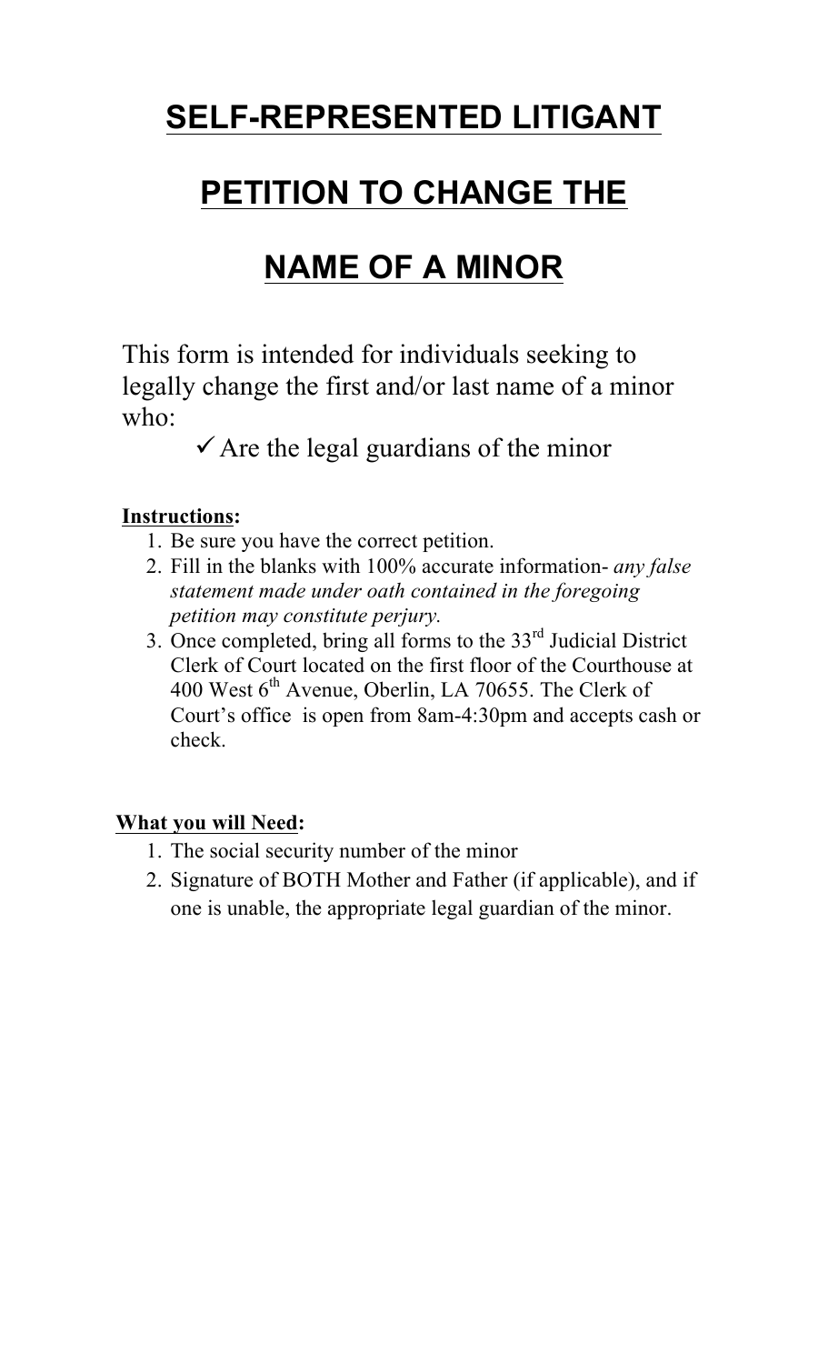# SELF-REPRESENTED LITIGANT

# PETITION TO CHANGE THE

# NAME OF A MINOR

This form is intended for individuals seeking to legally change the first and/or last name of a minor who:

✓ Are the legal guardians of the minor

**Instructions:**

1. Be sure you have the correct petition.
2. Fill in the blanks with 100% accurate information- *any false statement made under oath contained in the foregoing petition may constitute perjury.*
3. Once completed, bring all forms to the 33rd Judicial District Clerk of Court located on the first floor of the Courthouse at 400 West 6th Avenue, Oberlin, LA 70655. The Clerk of Court's office is open from 8am-4:30pm and accepts cash or check.

**What you will Need:**

1. The social security number of the minor
2. Signature of BOTH Mother and Father (if applicable), and if one is unable, the appropriate legal guardian of the minor.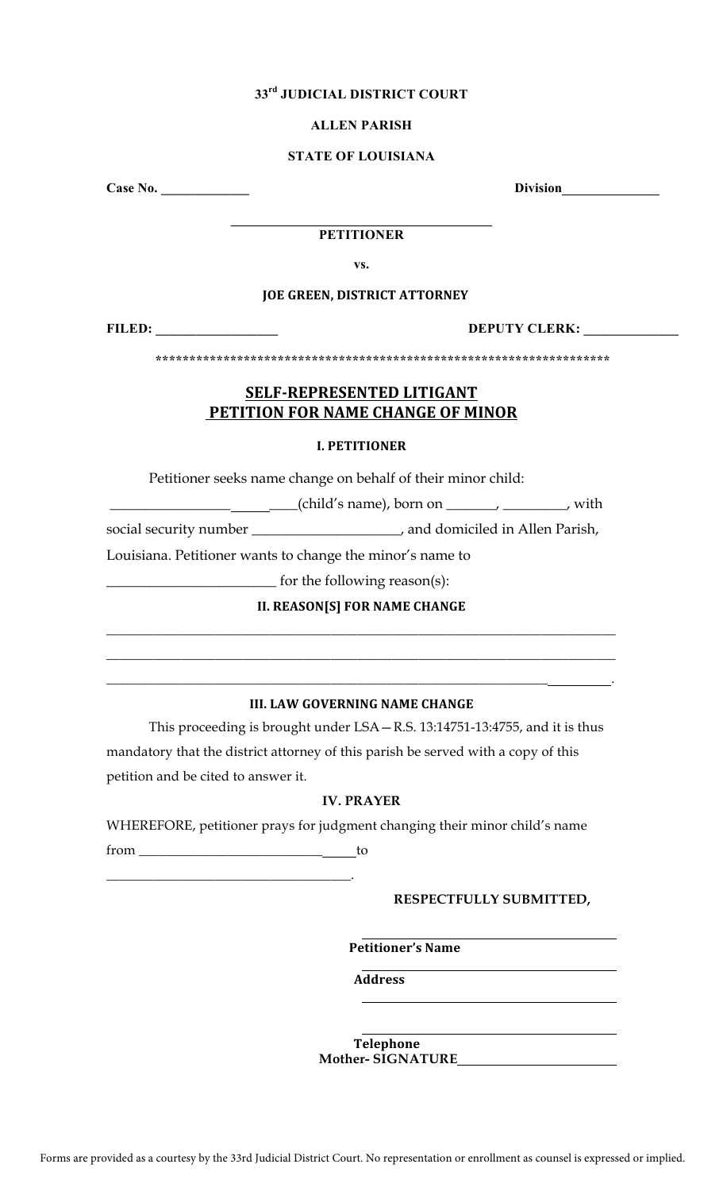**33[rd] JUDICIAL DISTRICT COURT**

**ALLEN PARISH**

**STATE OF LOUISIANA**

**Case No. \_\_\_\_\_\_\_\_\_\_\_\_\_** **Division\_\_\_\_\_\_\_\_\_\_\_\_\_\_**

\_\_\_\_\_\_\_\_\_\_\_\_\_\_\_\_\_\_\_\_\_\_\_\_\_\_\_\_\_\_\_\_\_\_\_\_\_\_\_\_

**PETITIONER**

**vs.**

**JOE GREEN, DISTRICT ATTORNEY**

**FILED: \_\_\_\_\_\_\_\_\_\_\_\_\_\_\_\_\_\_\_** **DEPUTY CLERK: \_\_\_\_\_\_\_\_\_\_\_\_\_\_**

**\*\*\*\*\*\*\*\*\*\*\*\*\*\*\*\*\*\*\*\*\*\*\*\*\*\*\*\*\*\*\*\*\*\*\*\*\*\*\*\*\*\*\*\*\*\*\*\*\*\*\*\*\*\*\*\*\*\*\*\*\*\*\*\*\*\*\*\***

## SELF-REPRESENTED LITIGANT PETITION FOR NAME CHANGE OF MINOR

### I. PETITIONER

Petitioner seeks name change on behalf of their minor child: \_\_\_\_\_\_\_\_\_\_\_\_\_\_\_\_\_\_\_\_\_\_\_\_\_\_(child's name), born on \_\_\_\_\_\_\_, \_\_\_\_\_\_\_\_\_, with social security number \_\_\_\_\_\_\_\_\_\_\_\_\_\_\_\_\_\_\_\_\_, and domiciled in Allen Parish, Louisiana. Petitioner wants to change the minor's name to \_\_\_\_\_\_\_\_\_\_\_\_\_\_\_\_\_\_\_\_\_\_\_\_ for the following reason(s):

### II. REASON[S] FOR NAME CHANGE

\_\_\_\_\_\_\_\_\_\_\_\_\_\_\_\_\_\_\_\_\_\_\_\_\_\_\_\_\_\_\_\_\_\_\_\_\_\_\_\_\_\_\_\_\_\_\_\_\_\_\_\_\_\_\_\_\_\_\_\_\_\_\_\_\_\_\_\_\_\_\_\_\_

\_\_\_\_\_\_\_\_\_\_\_\_\_\_\_\_\_\_\_\_\_\_\_\_\_\_\_\_\_\_\_\_\_\_\_\_\_\_\_\_\_\_\_\_\_\_\_\_\_\_\_\_\_\_\_\_\_\_\_\_\_\_\_\_\_\_\_\_\_\_\_\_\_

\_\_\_\_\_\_\_\_\_\_\_\_\_\_\_\_\_\_\_\_\_\_\_\_\_\_\_\_\_\_\_\_\_\_\_\_\_\_\_\_\_\_\_\_\_\_\_\_\_\_\_\_\_\_\_\_\_\_\_\_\_\_\_\_\_\_\_\_\_\_\_\_\_.

### III. LAW GOVERNING NAME CHANGE

This proceeding is brought under LSA—R.S. 13:14751-13:4755, and it is thus mandatory that the district attorney of this parish be served with a copy of this petition and be cited to answer it.

### IV. PRAYER

WHEREFORE, petitioner prays for judgment changing their minor child's name from \_\_\_\_\_\_\_\_\_\_\_\_\_\_\_\_\_\_\_\_\_\_\_\_\_\_\_\_\_\_\_ to \_\_\_\_\_\_\_\_\_\_\_\_\_\_\_\_\_\_\_\_\_\_\_\_\_\_\_\_\_\_\_\_\_\_\_\_\_.

**RESPECTFULLY SUBMITTED,**

\_\_\_\_\_\_\_\_\_\_\_\_\_\_\_\_\_\_\_\_\_\_\_\_\_\_\_\_\_\_\_\_\_\_\_\_\_\_\_\_

**Petitioner's Name**

\_\_\_\_\_\_\_\_\_\_\_\_\_\_\_\_\_\_\_\_\_\_\_\_\_\_\_\_\_\_\_\_\_\_\_\_\_\_\_\_

**Address**

\_\_\_\_\_\_\_\_\_\_\_\_\_\_\_\_\_\_\_\_\_\_\_\_\_\_\_\_\_\_\_\_\_\_\_\_\_\_\_\_

\_\_\_\_\_\_\_\_\_\_\_\_\_\_\_\_\_\_\_\_\_\_\_\_\_\_\_\_\_\_\_\_\_\_\_\_\_\_\_\_

**Telephone**

**Mother- SIGNATURE**\_\_\_\_\_\_\_\_\_\_\_\_\_\_\_\_\_\_\_\_\_\_\_\_

Forms are provided as a courtesy by the 33rd Judicial District Court. No representation or enrollment as counsel is expressed or implied.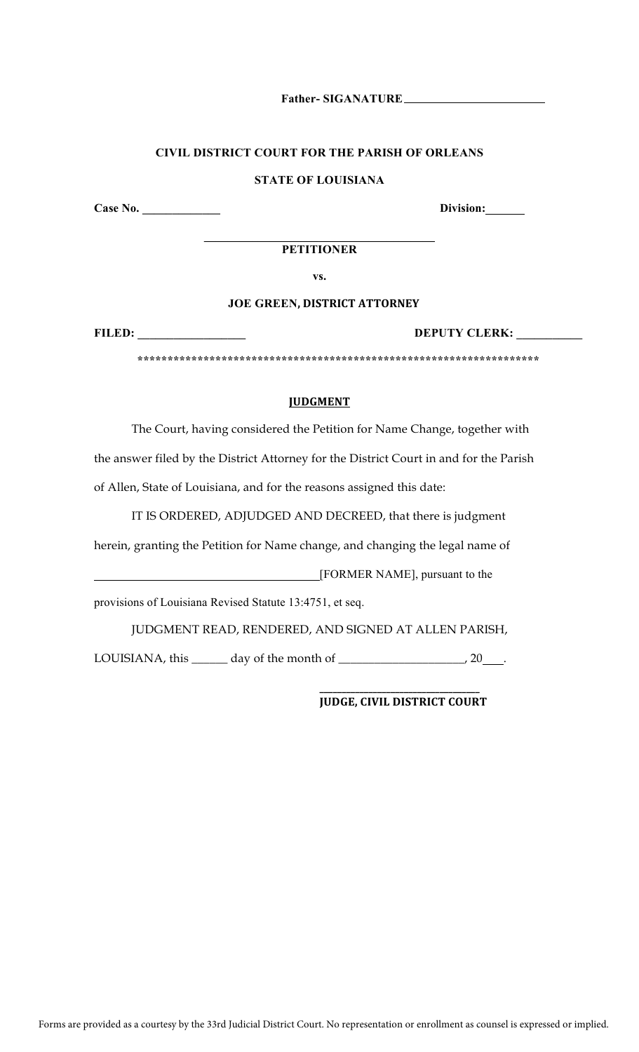**Father- SIGANATURE** ______________________

**CIVIL DISTRICT COURT FOR THE PARISH OF ORLEANS**

**STATE OF LOUISIANA**

**Case No.** _____________ **Division:** ______

______________________________________

**PETITIONER**

**vs.**

**JOE GREEN, DISTRICT ATTORNEY**

**FILED:** _________________ **DEPUTY CLERK:** __________

**********************************************************************

**JUDGMENT**

The Court, having considered the Petition for Name Change, together with the answer filed by the District Attorney for the District Court in and for the Parish of Allen, State of Louisiana, and for the reasons assigned this date:

IT IS ORDERED, ADJUDGED AND DECREED, that there is judgment herein, granting the Petition for Name change, and changing the legal name of

_____________________________________[FORMER NAME], pursuant to the provisions of Louisiana Revised Statute 13:4751, et seq.

JUDGMENT READ, RENDERED, AND SIGNED AT ALLEN PARISH, LOUISIANA, this ______ day of the month of ____________________, 20___.

______________________________

**JUDGE, CIVIL DISTRICT COURT**

Forms are provided as a courtesy by the 33rd Judicial District Court. No representation or enrollment as counsel is expressed or implied.